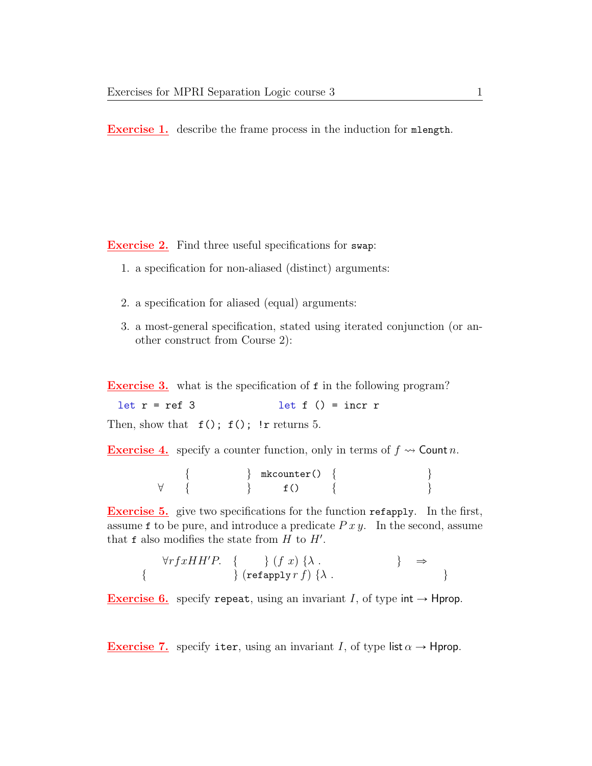**Exercise 1.** describe the frame process in the induction for `mlength`.

**Exercise 2.** Find three useful specifications for `swap`:

1. a specification for non-aliased (distinct) arguments:

2. a specification for aliased (equal) arguments:

3. a most-general specification, stated using iterated conjunction (or another construct from Course 2):

**Exercise 3.** what is the specification of `f` in the following program?

```
let r = ref 3                let f () = incr r
```

Then, show that `f(); f(); !r` returns 5.

**Exercise 4.** specify a counter function, only in terms of $f \rightsquigarrow \mathsf{Count}\, n$.

$$
\begin{array}{cccc}
 & \{ \qquad\qquad \} & \texttt{mkcounter()} & \{ \qquad\qquad\qquad\qquad \} \\
\forall & \{ \qquad\qquad \} & \texttt{f()} & \{ \qquad\qquad\qquad\qquad \}
\end{array}
$$

**Exercise 5.** give two specifications for the function `refapply`. In the first, assume `f` to be pure, and introduce a predicate $P\,x\,y$. In the second, assume that `f` also modifies the state from $H$ to $H'$.

$$
\forall r f x H H' P. \quad \{ \qquad \} \; (f \;\; x) \; \{\lambda \, . \qquad\qquad\qquad \} \quad \Rightarrow
$$
$$
\{ \qquad\qquad\qquad\qquad \} \; (\texttt{refapply}\, r\, f) \; \{\lambda \, . \qquad\qquad\qquad\qquad \}
$$

**Exercise 6.** specify `repeat`, using an invariant $I$, of type $\mathsf{int} \to \mathsf{Hprop}$.

**Exercise 7.** specify `iter`, using an invariant $I$, of type $\mathsf{list}\,\alpha \to \mathsf{Hprop}$.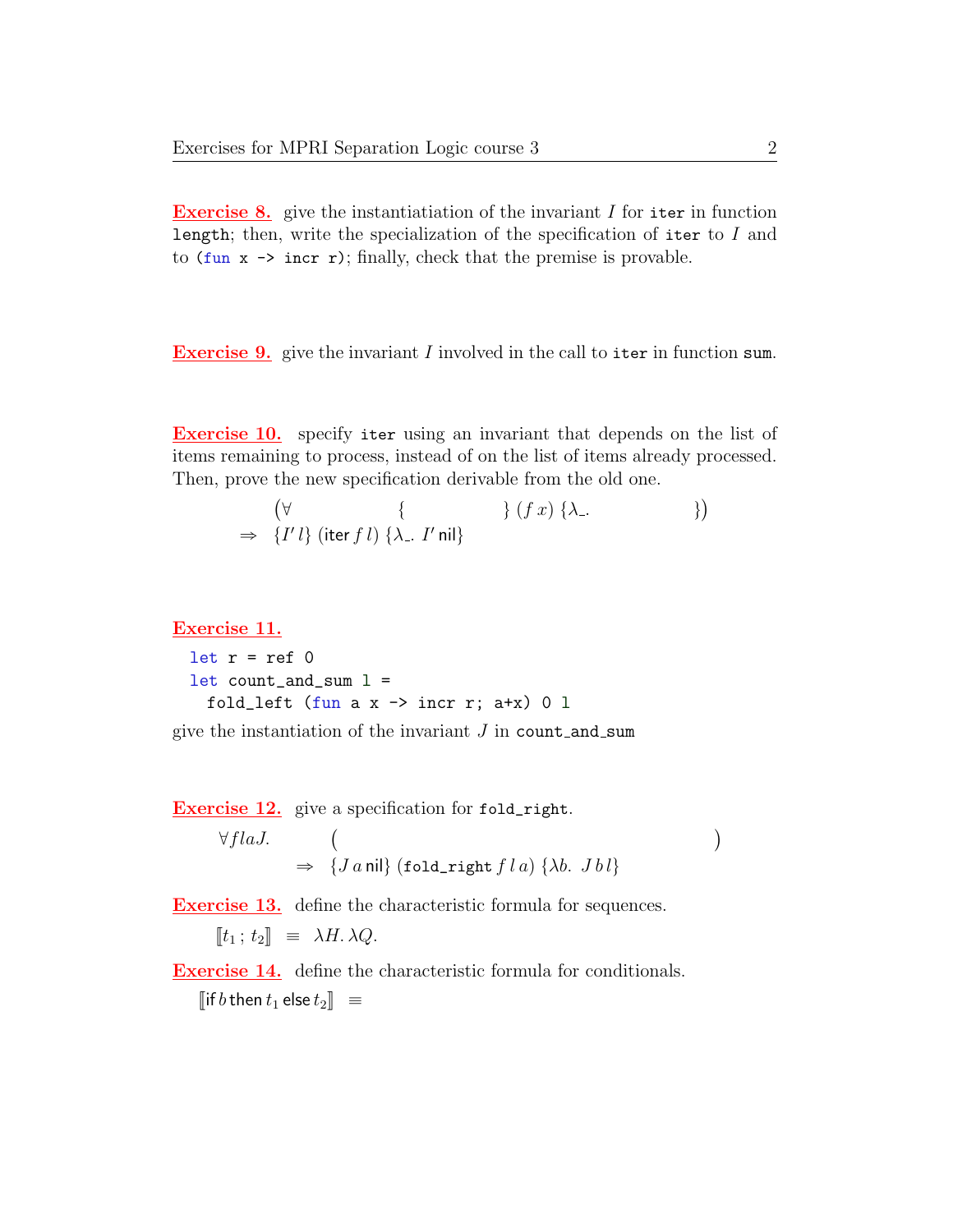**Exercise 8.** give the instantiatiation of the invariant $I$ for `iter` in function `length`; then, write the specialization of the specification of `iter` to $I$ and to `(fun x -> incr r)`; finally, check that the premise is provable.

**Exercise 9.** give the invariant $I$ involved in the call to `iter` in function `sum`.

**Exercise 10.** specify `iter` using an invariant that depends on the list of items remaining to process, instead of on the list of items already processed. Then, prove the new specification derivable from the old one.

$$\begin{array}{ll} & \big(\forall \qquad\qquad \{ \qquad\qquad \}\ (f\ x)\ \{\lambda\_. \qquad\qquad \}\big) \\ \Rightarrow & \{I'\ l\}\ (\mathsf{iter}\ f\ l)\ \{\lambda\_.\ I'\ \mathsf{nil}\} \end{array}$$

**Exercise 11.**

```
let r = ref 0
let count_and_sum l =
  fold_left (fun a x -> incr r; a+x) 0 l
```

give the instantiation of the invariant $J$ in `count_and_sum`

**Exercise 12.** give a specification for `fold_right`.

$$\begin{array}{ll} \forall f l a J. & \big( \qquad\qquad\qquad\qquad\qquad\qquad\qquad\qquad \big) \\ & \Rightarrow\ \{J\ a\ \mathsf{nil}\}\ (\texttt{fold\_right}\ f\ l\ a)\ \{\lambda b.\ J\ b\ l\} \end{array}$$

**Exercise 13.** define the characteristic formula for sequences.

$$[\![ t_1\ ;\ t_2 ]\!] \ \equiv\ \lambda H.\, \lambda Q.$$

**Exercise 14.** define the characteristic formula for conditionals.

$$[\![ \mathsf{if}\ b\ \mathsf{then}\ t_1\ \mathsf{else}\ t_2 ]\!] \ \equiv$$